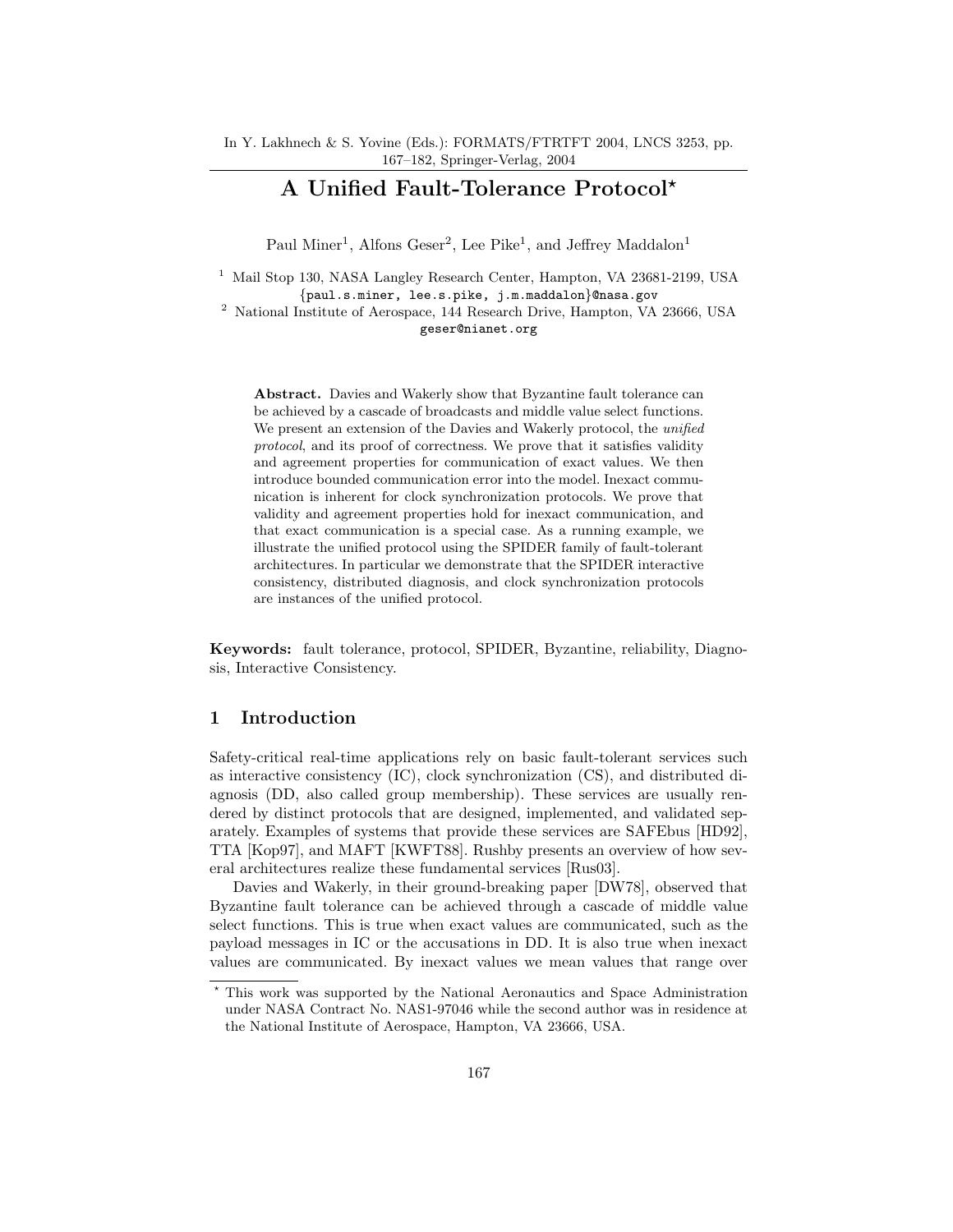In Y. Lakhnech & S. Yovine (Eds.): FORMATS/FTRTFT 2004, LNCS 3253, pp. 167–182, Springer-Verlag, 2004

# A Unified Fault-Tolerance Protocol*

Paul Miner[1], Alfons Geser[2], Lee Pike[1], and Jeffrey Maddalon[1]

[1] Mail Stop 130, NASA Langley Research Center, Hampton, VA 23681-2199, USA
{paul.s.miner, lee.s.pike, j.m.maddalon}@nasa.gov

[2] National Institute of Aerospace, 144 Research Drive, Hampton, VA 23666, USA
geser@nianet.org

**Abstract.** Davies and Wakerly show that Byzantine fault tolerance can be achieved by a cascade of broadcasts and middle value select functions. We present an extension of the Davies and Wakerly protocol, the *unified protocol*, and its proof of correctness. We prove that it satisfies validity and agreement properties for communication of exact values. We then introduce bounded communication error into the model. Inexact communication is inherent for clock synchronization protocols. We prove that validity and agreement properties hold for inexact communication, and that exact communication is a special case. As a running example, we illustrate the unified protocol using the SPIDER family of fault-tolerant architectures. In particular we demonstrate that the SPIDER interactive consistency, distributed diagnosis, and clock synchronization protocols are instances of the unified protocol.

**Keywords:** fault tolerance, protocol, SPIDER, Byzantine, reliability, Diagnosis, Interactive Consistency.

## 1 Introduction

Safety-critical real-time applications rely on basic fault-tolerant services such as interactive consistency (IC), clock synchronization (CS), and distributed diagnosis (DD, also called group membership). These services are usually rendered by distinct protocols that are designed, implemented, and validated separately. Examples of systems that provide these services are SAFEbus [HD92], TTA [Kop97], and MAFT [KWFT88]. Rushby presents an overview of how several architectures realize these fundamental services [Rus03].

Davies and Wakerly, in their ground-breaking paper [DW78], observed that Byzantine fault tolerance can be achieved through a cascade of middle value select functions. This is true when exact values are communicated, such as the payload messages in IC or the accusations in DD. It is also true when inexact values are communicated. By inexact values we mean values that range over

---

* This work was supported by the National Aeronautics and Space Administration under NASA Contract No. NAS1-97046 while the second author was in residence at the National Institute of Aerospace, Hampton, VA 23666, USA.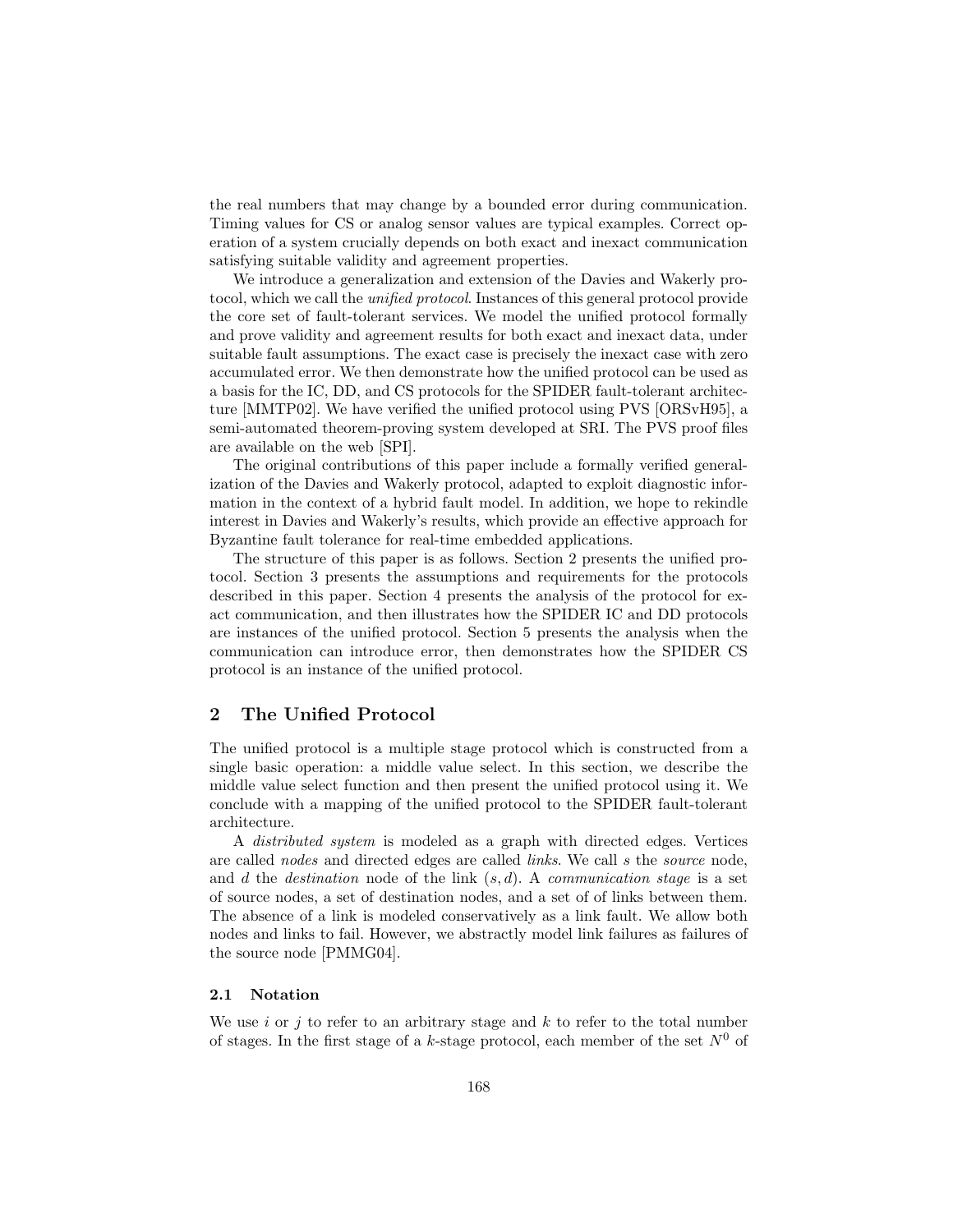the real numbers that may change by a bounded error during communication. Timing values for CS or analog sensor values are typical examples. Correct operation of a system crucially depends on both exact and inexact communication satisfying suitable validity and agreement properties.

We introduce a generalization and extension of the Davies and Wakerly protocol, which we call the *unified protocol*. Instances of this general protocol provide the core set of fault-tolerant services. We model the unified protocol formally and prove validity and agreement results for both exact and inexact data, under suitable fault assumptions. The exact case is precisely the inexact case with zero accumulated error. We then demonstrate how the unified protocol can be used as a basis for the IC, DD, and CS protocols for the SPIDER fault-tolerant architecture [MMTP02]. We have verified the unified protocol using PVS [ORSvH95], a semi-automated theorem-proving system developed at SRI. The PVS proof files are available on the web [SPI].

The original contributions of this paper include a formally verified generalization of the Davies and Wakerly protocol, adapted to exploit diagnostic information in the context of a hybrid fault model. In addition, we hope to rekindle interest in Davies and Wakerly's results, which provide an effective approach for Byzantine fault tolerance for real-time embedded applications.

The structure of this paper is as follows. Section 2 presents the unified protocol. Section 3 presents the assumptions and requirements for the protocols described in this paper. Section 4 presents the analysis of the protocol for exact communication, and then illustrates how the SPIDER IC and DD protocols are instances of the unified protocol. Section 5 presents the analysis when the communication can introduce error, then demonstrates how the SPIDER CS protocol is an instance of the unified protocol.

## 2 The Unified Protocol

The unified protocol is a multiple stage protocol which is constructed from a single basic operation: a middle value select. In this section, we describe the middle value select function and then present the unified protocol using it. We conclude with a mapping of the unified protocol to the SPIDER fault-tolerant architecture.

A *distributed system* is modeled as a graph with directed edges. Vertices are called *nodes* and directed edges are called *links*. We call $s$ the *source* node, and $d$ the *destination* node of the link $(s, d)$. A *communication stage* is a set of source nodes, a set of destination nodes, and a set of of links between them. The absence of a link is modeled conservatively as a link fault. We allow both nodes and links to fail. However, we abstractly model link failures as failures of the source node [PMMG04].

### 2.1 Notation

We use $i$ or $j$ to refer to an arbitrary stage and $k$ to refer to the total number of stages. In the first stage of a $k$-stage protocol, each member of the set $N^0$ of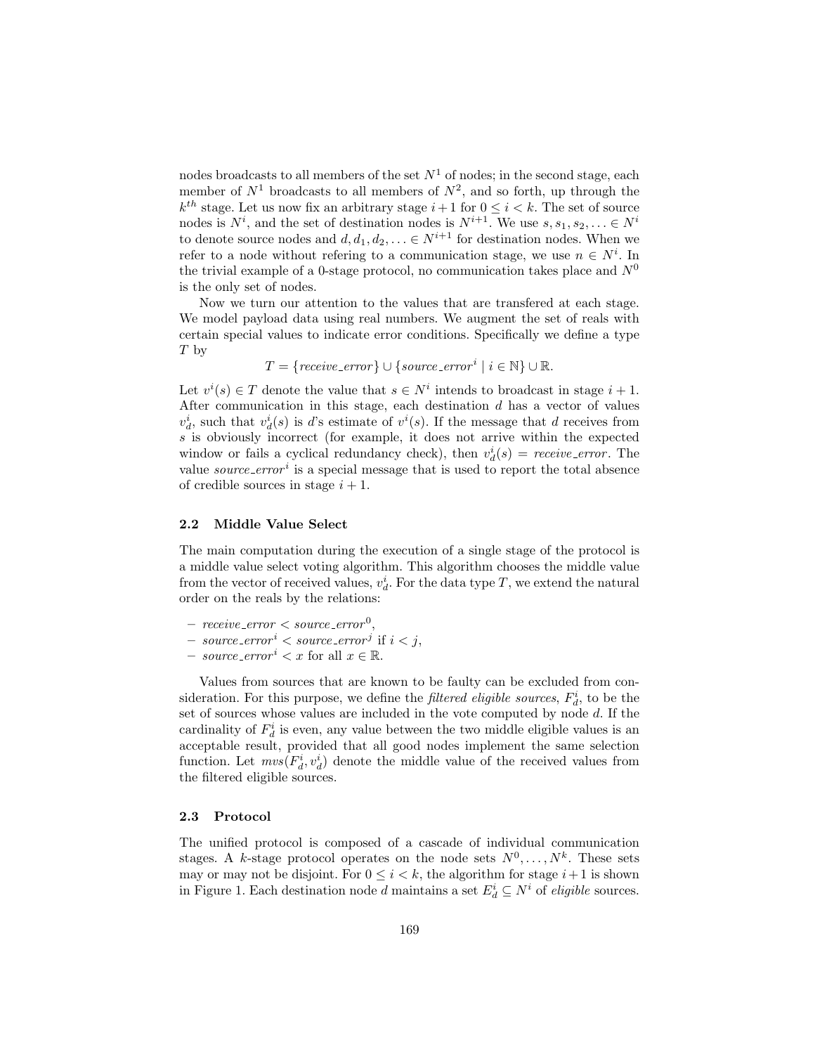nodes broadcasts to all members of the set $N^1$ of nodes; in the second stage, each member of $N^1$ broadcasts to all members of $N^2$, and so forth, up through the $k^{th}$ stage. Let us now fix an arbitrary stage $i+1$ for $0 \leq i < k$. The set of source nodes is $N^i$, and the set of destination nodes is $N^{i+1}$. We use $s, s_1, s_2, \ldots \in N^i$ to denote source nodes and $d, d_1, d_2, \ldots \in N^{i+1}$ for destination nodes. When we refer to a node without refering to a communication stage, we use $n \in N^i$. In the trivial example of a 0-stage protocol, no communication takes place and $N^0$ is the only set of nodes.

Now we turn our attention to the values that are transfered at each stage. We model payload data using real numbers. We augment the set of reals with certain special values to indicate error conditions. Specifically we define a type $T$ by

$$T = \{\mathit{receive\_error}\} \cup \{\mathit{source\_error}^i \mid i \in \mathbb{N}\} \cup \mathbb{R}.$$

Let $v^i(s) \in T$ denote the value that $s \in N^i$ intends to broadcast in stage $i+1$. After communication in this stage, each destination $d$ has a vector of values $v^i_d$, such that $v^i_d(s)$ is $d$'s estimate of $v^i(s)$. If the message that $d$ receives from $s$ is obviously incorrect (for example, it does not arrive within the expected window or fails a cyclical redundancy check), then $v^i_d(s) = \mathit{receive\_error}$. The value $\mathit{source\_error}^i$ is a special message that is used to report the total absence of credible sources in stage $i+1$.

### 2.2 Middle Value Select

The main computation during the execution of a single stage of the protocol is a middle value select voting algorithm. This algorithm chooses the middle value from the vector of received values, $v^i_d$. For the data type $T$, we extend the natural order on the reals by the relations:

- $\mathit{receive\_error} < \mathit{source\_error}^0$,
- $\mathit{source\_error}^i < \mathit{source\_error}^j$ if $i < j$,
- $\mathit{source\_error}^i < x$ for all $x \in \mathbb{R}$.

Values from sources that are known to be faulty can be excluded from consideration. For this purpose, we define the *filtered eligible sources*, $F^i_d$, to be the set of sources whose values are included in the vote computed by node $d$. If the cardinality of $F^i_d$ is even, any value between the two middle eligible values is an acceptable result, provided that all good nodes implement the same selection function. Let $mvs(F^i_d, v^i_d)$ denote the middle value of the received values from the filtered eligible sources.

### 2.3 Protocol

The unified protocol is composed of a cascade of individual communication stages. A $k$-stage protocol operates on the node sets $N^0, \ldots, N^k$. These sets may or may not be disjoint. For $0 \leq i < k$, the algorithm for stage $i+1$ is shown in Figure 1. Each destination node $d$ maintains a set $E^i_d \subseteq N^i$ of *eligible* sources.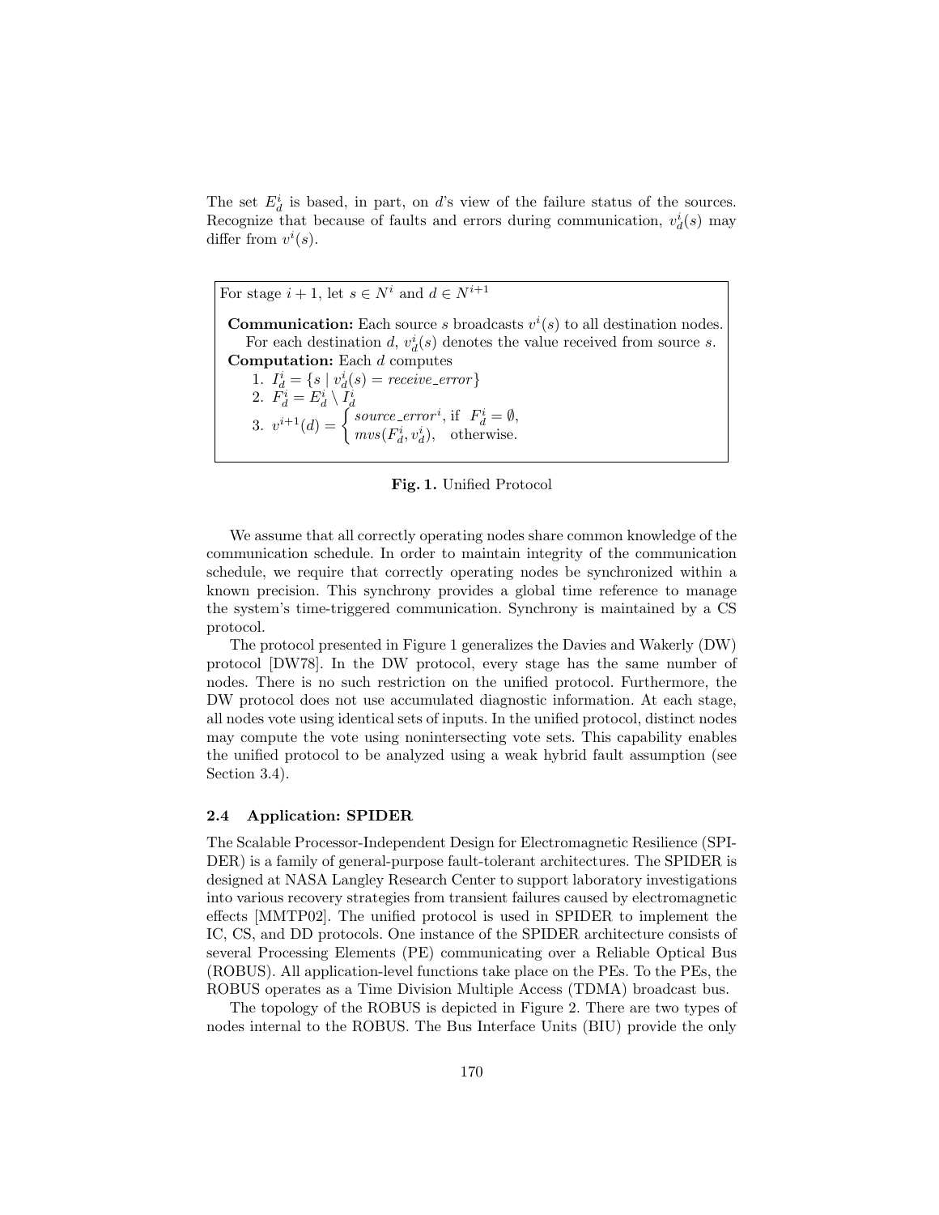The set $E_d^i$ is based, in part, on $d$'s view of the failure status of the sources. Recognize that because of faults and errors during communication, $v_d^i(s)$ may differ from $v^i(s)$.

For stage $i+1$, let $s \in N^i$ and $d \in N^{i+1}$

**Communication:** Each source $s$ broadcasts $v^i(s)$ to all destination nodes. For each destination $d$, $v_d^i(s)$ denotes the value received from source $s$.

**Computation:** Each $d$ computes

1. $I_d^i = \{s \mid v_d^i(s) = \mathit{receive\_error}\}$
2. $F_d^i = E_d^i \setminus I_d^i$
3. $v^{i+1}(d) = \begin{cases} \mathit{source\_error}^i, & \text{if } F_d^i = \emptyset, \\ \mathit{mvs}(F_d^i, v_d^i), & \text{otherwise.} \end{cases}$

**Fig. 1.** Unified Protocol

We assume that all correctly operating nodes share common knowledge of the communication schedule. In order to maintain integrity of the communication schedule, we require that correctly operating nodes be synchronized within a known precision. This synchrony provides a global time reference to manage the system's time-triggered communication. Synchrony is maintained by a CS protocol.

The protocol presented in Figure 1 generalizes the Davies and Wakerly (DW) protocol [DW78]. In the DW protocol, every stage has the same number of nodes. There is no such restriction on the unified protocol. Furthermore, the DW protocol does not use accumulated diagnostic information. At each stage, all nodes vote using identical sets of inputs. In the unified protocol, distinct nodes may compute the vote using nonintersecting vote sets. This capability enables the unified protocol to be analyzed using a weak hybrid fault assumption (see Section 3.4).

### 2.4 Application: SPIDER

The Scalable Processor-Independent Design for Electromagnetic Resilience (SPIDER) is a family of general-purpose fault-tolerant architectures. The SPIDER is designed at NASA Langley Research Center to support laboratory investigations into various recovery strategies from transient failures caused by electromagnetic effects [MMTP02]. The unified protocol is used in SPIDER to implement the IC, CS, and DD protocols. One instance of the SPIDER architecture consists of several Processing Elements (PE) communicating over a Reliable Optical Bus (ROBUS). All application-level functions take place on the PEs. To the PEs, the ROBUS operates as a Time Division Multiple Access (TDMA) broadcast bus.

The topology of the ROBUS is depicted in Figure 2. There are two types of nodes internal to the ROBUS. The Bus Interface Units (BIU) provide the only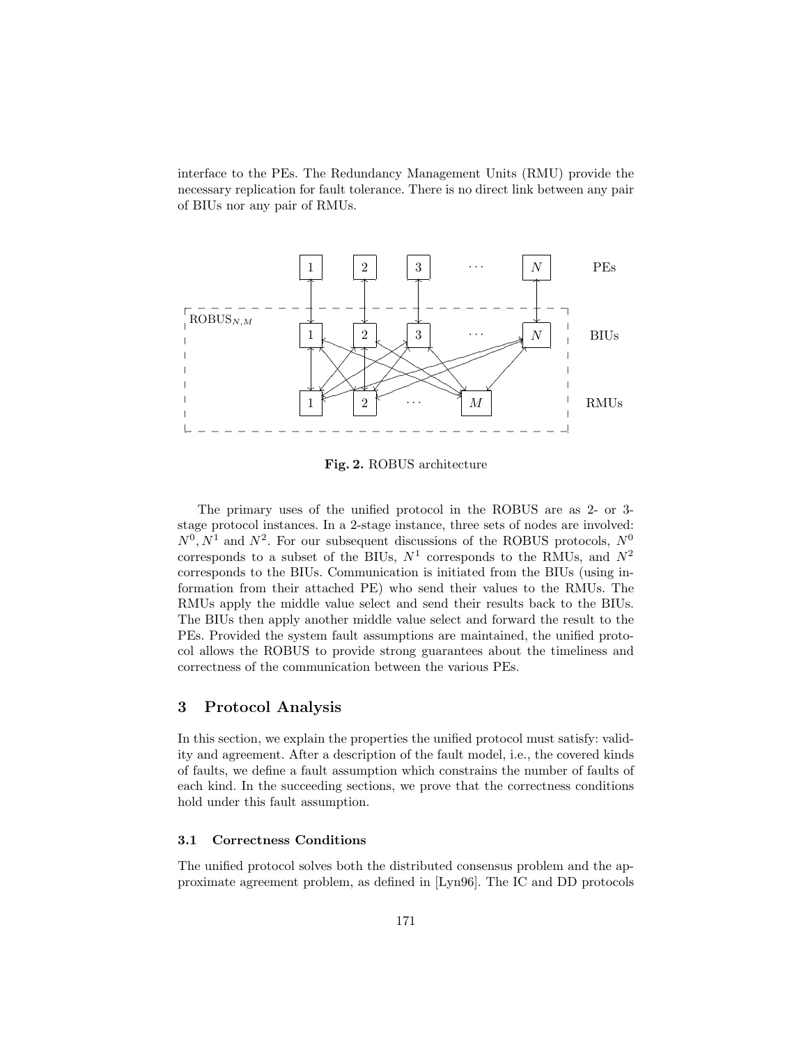interface to the PEs. The Redundancy Management Units (RMU) provide the necessary replication for fault tolerance. There is no direct link between any pair of BIUs nor any pair of RMUs.

**Fig. 2.** ROBUS architecture

The primary uses of the unified protocol in the ROBUS are as 2- or 3-stage protocol instances. In a 2-stage instance, three sets of nodes are involved: $N^0, N^1$ and $N^2$. For our subsequent discussions of the ROBUS protocols, $N^0$ corresponds to a subset of the BIUs, $N^1$ corresponds to the RMUs, and $N^2$ corresponds to the BIUs. Communication is initiated from the BIUs (using information from their attached PE) who send their values to the RMUs. The RMUs apply the middle value select and send their results back to the BIUs. The BIUs then apply another middle value select and forward the result to the PEs. Provided the system fault assumptions are maintained, the unified protocol allows the ROBUS to provide strong guarantees about the timeliness and correctness of the communication between the various PEs.

## 3 Protocol Analysis

In this section, we explain the properties the unified protocol must satisfy: validity and agreement. After a description of the fault model, i.e., the covered kinds of faults, we define a fault assumption which constrains the number of faults of each kind. In the succeeding sections, we prove that the correctness conditions hold under this fault assumption.

### 3.1 Correctness Conditions

The unified protocol solves both the distributed consensus problem and the approximate agreement problem, as defined in [Lyn96]. The IC and DD protocols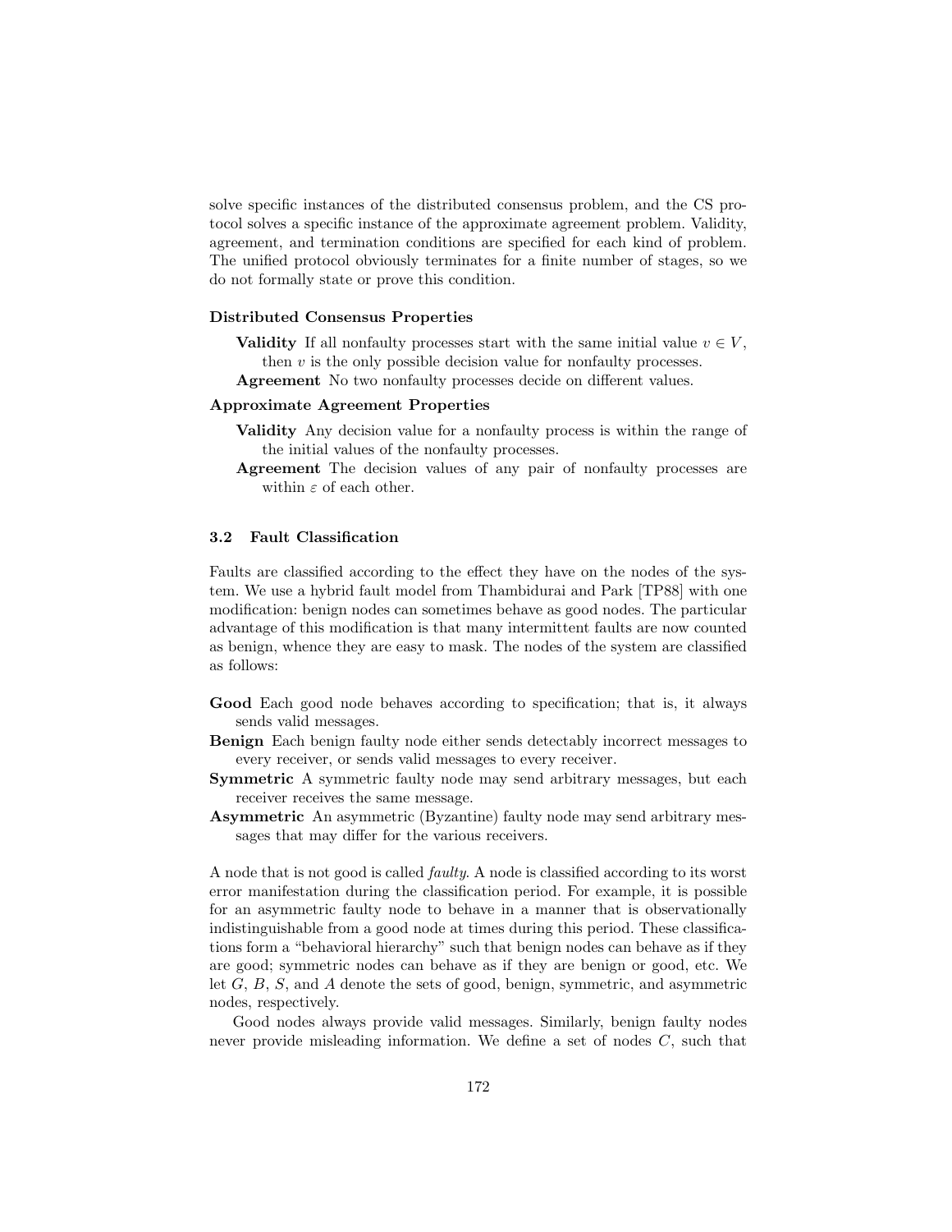solve specific instances of the distributed consensus problem, and the CS protocol solves a specific instance of the approximate agreement problem. Validity, agreement, and termination conditions are specified for each kind of problem. The unified protocol obviously terminates for a finite number of stages, so we do not formally state or prove this condition.

**Distributed Consensus Properties**

**Validity** If all nonfaulty processes start with the same initial value $v \in V$, then $v$ is the only possible decision value for nonfaulty processes.

**Agreement** No two nonfaulty processes decide on different values.

**Approximate Agreement Properties**

**Validity** Any decision value for a nonfaulty process is within the range of the initial values of the nonfaulty processes.

**Agreement** The decision values of any pair of nonfaulty processes are within $\varepsilon$ of each other.

### 3.2 Fault Classification

Faults are classified according to the effect they have on the nodes of the system. We use a hybrid fault model from Thambidurai and Park [TP88] with one modification: benign nodes can sometimes behave as good nodes. The particular advantage of this modification is that many intermittent faults are now counted as benign, whence they are easy to mask. The nodes of the system are classified as follows:

**Good** Each good node behaves according to specification; that is, it always sends valid messages.

**Benign** Each benign faulty node either sends detectably incorrect messages to every receiver, or sends valid messages to every receiver.

**Symmetric** A symmetric faulty node may send arbitrary messages, but each receiver receives the same message.

**Asymmetric** An asymmetric (Byzantine) faulty node may send arbitrary messages that may differ for the various receivers.

A node that is not good is called *faulty*. A node is classified according to its worst error manifestation during the classification period. For example, it is possible for an asymmetric faulty node to behave in a manner that is observationally indistinguishable from a good node at times during this period. These classifications form a "behavioral hierarchy" such that benign nodes can behave as if they are good; symmetric nodes can behave as if they are benign or good, etc. We let $G$, $B$, $S$, and $A$ denote the sets of good, benign, symmetric, and asymmetric nodes, respectively.

Good nodes always provide valid messages. Similarly, benign faulty nodes never provide misleading information. We define a set of nodes $C$, such that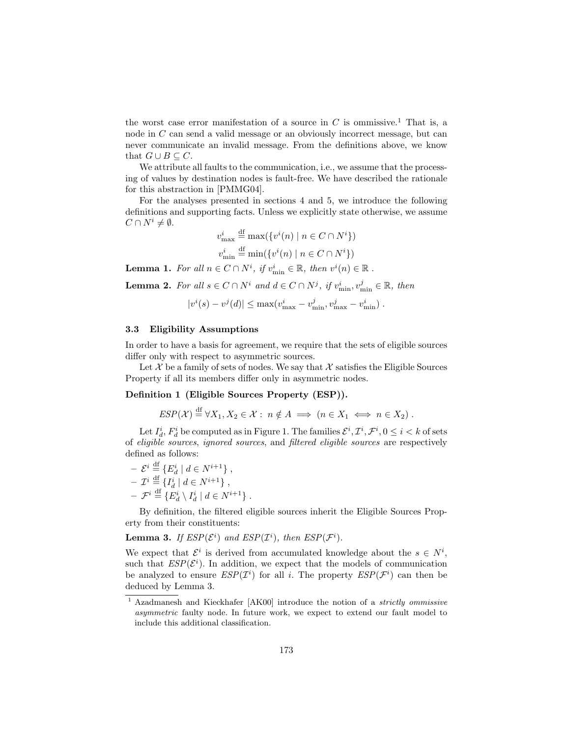the worst case error manifestation of a source in $C$ is ommissive.[1] That is, a node in $C$ can send a valid message or an obviously incorrect message, but can never communicate an invalid message. From the definitions above, we know that $G \cup B \subseteq C$.

We attribute all faults to the communication, i.e., we assume that the processing of values by destination nodes is fault-free. We have described the rationale for this abstraction in [PMMG04].

For the analyses presented in sections 4 and 5, we introduce the following definitions and supporting facts. Unless we explicitly state otherwise, we assume $C \cap N^i \neq \emptyset$.

$$v^i_{\max} \stackrel{\text{df}}{=} \max(\{v^i(n) \mid n \in C \cap N^i\})$$

$$v^i_{\min} \stackrel{\text{df}}{=} \min(\{v^i(n) \mid n \in C \cap N^i\})$$

**Lemma 1.** *For all $n \in C \cap N^i$, if $v^i_{\min} \in \mathbb{R}$, then $v^i(n) \in \mathbb{R}$ .*

**Lemma 2.** *For all $s \in C \cap N^i$ and $d \in C \cap N^j$, if $v^i_{\min}, v^j_{\min} \in \mathbb{R}$, then*

$$|v^i(s) - v^j(d)| \leq \max(v^i_{\max} - v^j_{\min}, v^j_{\max} - v^i_{\min}) \, .$$

### 3.3 Eligibility Assumptions

In order to have a basis for agreement, we require that the sets of eligible sources differ only with respect to asymmetric sources.

Let $\mathcal{X}$ be a family of sets of nodes. We say that $\mathcal{X}$ satisfies the Eligible Sources Property if all its members differ only in asymmetric nodes.

**Definition 1 (Eligible Sources Property (ESP)).**

$$ESP(\mathcal{X}) \stackrel{\text{df}}{=} \forall X_1, X_2 \in \mathcal{X} : \; n \notin A \implies (n \in X_1 \iff n \in X_2) \, .$$

Let $I^i_d, F^i_d$ be computed as in Figure 1. The families $\mathcal{E}^i, \mathcal{I}^i, \mathcal{F}^i, 0 \leq i < k$ of sets of *eligible sources*, *ignored sources*, and *filtered eligible sources* are respectively defined as follows:

- $\mathcal{E}^i \stackrel{\text{df}}{=} \{E^i_d \mid d \in N^{i+1}\}$ ,
- $\mathcal{I}^i \stackrel{\text{df}}{=} \{I^i_d \mid d \in N^{i+1}\}$ ,
- $\mathcal{F}^i \stackrel{\text{df}}{=} \{E^i_d \setminus I^i_d \mid d \in N^{i+1}\}$ .

By definition, the filtered eligible sources inherit the Eligible Sources Property from their constituents:

**Lemma 3.** *If $ESP(\mathcal{E}^i)$ and $ESP(\mathcal{I}^i)$, then $ESP(\mathcal{F}^i)$.*

We expect that $\mathcal{E}^i$ is derived from accumulated knowledge about the $s \in N^i$, such that $ESP(\mathcal{E}^i)$. In addition, we expect that the models of communication be analyzed to ensure $ESP(\mathcal{I}^i)$ for all $i$. The property $ESP(\mathcal{F}^i)$ can then be deduced by Lemma 3.

[1] Azadmanesh and Kieckhafer [AK00] introduce the notion of a *strictly ommissive asymmetric* faulty node. In future work, we expect to extend our fault model to include this additional classification.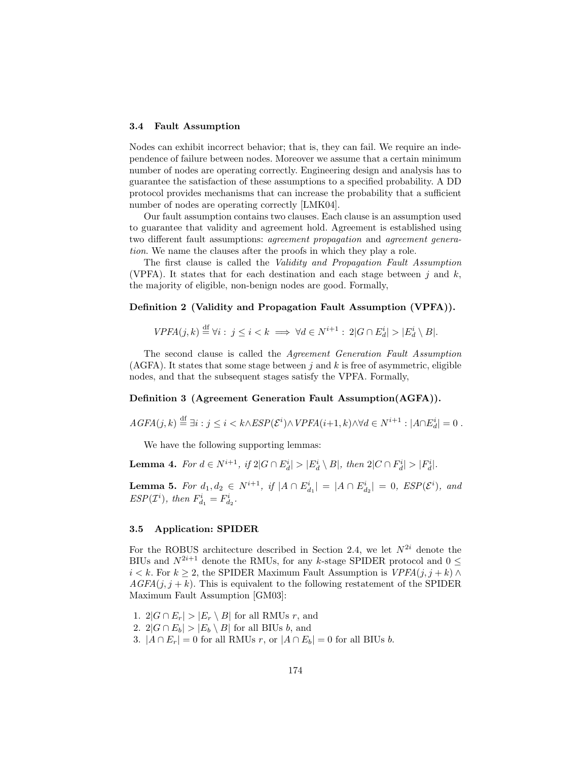### 3.4 Fault Assumption

Nodes can exhibit incorrect behavior; that is, they can fail. We require an independence of failure between nodes. Moreover we assume that a certain minimum number of nodes are operating correctly. Engineering design and analysis has to guarantee the satisfaction of these assumptions to a specified probability. A DD protocol provides mechanisms that can increase the probability that a sufficient number of nodes are operating correctly [LMK04].

Our fault assumption contains two clauses. Each clause is an assumption used to guarantee that validity and agreement hold. Agreement is established using two different fault assumptions: *agreement propagation* and *agreement generation*. We name the clauses after the proofs in which they play a role.

The first clause is called the *Validity and Propagation Fault Assumption* (VPFA). It states that for each destination and each stage between $j$ and $k$, the majority of eligible, non-benign nodes are good. Formally,

**Definition 2 (Validity and Propagation Fault Assumption (VPFA)).**

$$VPFA(j,k) \stackrel{\text{df}}{=} \forall i : \ j \leq i < k \implies \forall d \in N^{i+1} : \ 2|G \cap E_d^i| > |E_d^i \setminus B|.$$

The second clause is called the *Agreement Generation Fault Assumption* (AGFA). It states that some stage between $j$ and $k$ is free of asymmetric, eligible nodes, and that the subsequent stages satisfy the VPFA. Formally,

**Definition 3 (Agreement Generation Fault Assumption(AGFA)).**

$$AGFA(j,k) \stackrel{\text{df}}{=} \exists i : j \leq i < k \wedge ESP(\mathcal{E}^i) \wedge VPFA(i{+}1,k) \wedge \forall d \in N^{i+1} : |A \cap E_d^i| = 0 \, .$$

We have the following supporting lemmas:

**Lemma 4.** *For $d \in N^{i+1}$, if $2|G \cap E_d^i| > |E_d^i \setminus B|$, then $2|C \cap F_d^i| > |F_d^i|$.*

**Lemma 5.** *For $d_1, d_2 \in N^{i+1}$, if $|A \cap E_{d_1}^i| = |A \cap E_{d_2}^i| = 0$, $ESP(\mathcal{E}^i)$, and $ESP(\mathcal{I}^i)$, then $F_{d_1}^i = F_{d_2}^i$.*

### 3.5 Application: SPIDER

For the ROBUS architecture described in Section 2.4, we let $N^{2i}$ denote the BIUs and $N^{2i+1}$ denote the RMUs, for any $k$-stage SPIDER protocol and $0 \leq i < k$. For $k \geq 2$, the SPIDER Maximum Fault Assumption is $VPFA(j, j+k) \wedge AGFA(j, j+k)$. This is equivalent to the following restatement of the SPIDER Maximum Fault Assumption [GM03]:

1. $2|G \cap E_r| > |E_r \setminus B|$ for all RMUs $r$, and
2. $2|G \cap E_b| > |E_b \setminus B|$ for all BIUs $b$, and
3. $|A \cap E_r| = 0$ for all RMUs $r$, or $|A \cap E_b| = 0$ for all BIUs $b$.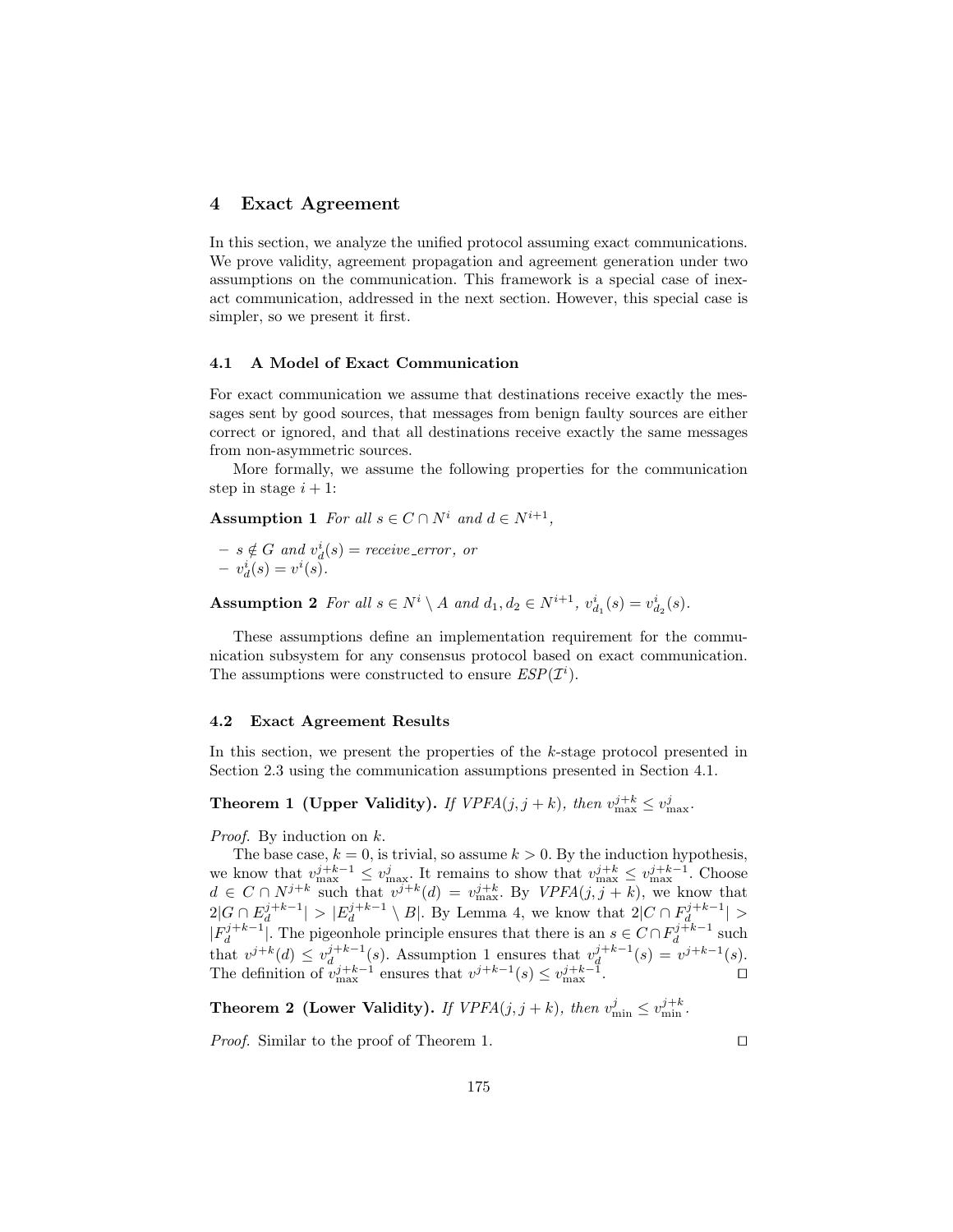## 4 Exact Agreement

In this section, we analyze the unified protocol assuming exact communications. We prove validity, agreement propagation and agreement generation under two assumptions on the communication. This framework is a special case of inexact communication, addressed in the next section. However, this special case is simpler, so we present it first.

### 4.1 A Model of Exact Communication

For exact communication we assume that destinations receive exactly the messages sent by good sources, that messages from benign faulty sources are either correct or ignored, and that all destinations receive exactly the same messages from non-asymmetric sources.

More formally, we assume the following properties for the communication step in stage $i+1$:

**Assumption 1** *For all $s \in C \cap N^i$ and $d \in N^{i+1}$,*

- *$s \notin G$ and $v^i_d(s) = receive\_error$, or*
- *$v^i_d(s) = v^i(s)$.*

**Assumption 2** *For all $s \in N^i \setminus A$ and $d_1, d_2 \in N^{i+1}$, $v^i_{d_1}(s) = v^i_{d_2}(s)$.*

These assumptions define an implementation requirement for the communication subsystem for any consensus protocol based on exact communication. The assumptions were constructed to ensure $ESP(\mathcal{I}^i)$.

### 4.2 Exact Agreement Results

In this section, we present the properties of the $k$-stage protocol presented in Section 2.3 using the communication assumptions presented in Section 4.1.

**Theorem 1 (Upper Validity).** *If $VPFA(j, j+k)$, then $v^{j+k}_{\max} \leq v^j_{\max}$.*

*Proof.* By induction on $k$.

The base case, $k = 0$, is trivial, so assume $k > 0$. By the induction hypothesis, we know that $v^{j+k-1}_{\max} \leq v^j_{\max}$. It remains to show that $v^{j+k}_{\max} \leq v^{j+k-1}_{\max}$. Choose $d \in C \cap N^{j+k}$ such that $v^{j+k}(d) = v^{j+k}_{\max}$. By $VPFA(j, j+k)$, we know that $2|G \cap E^{j+k-1}_d| > |E^{j+k-1}_d \setminus B|$. By Lemma 4, we know that $2|C \cap F^{j+k-1}_d| > |F^{j+k-1}_d|$. The pigeonhole principle ensures that there is an $s \in C \cap F^{j+k-1}_d$ such that $v^{j+k}(d) \leq v^{j+k-1}_d(s)$. Assumption 1 ensures that $v^{j+k-1}_d(s) = v^{j+k-1}(s)$. The definition of $v^{j+k-1}_{\max}$ ensures that $v^{j+k-1}(s) \leq v^{j+k-1}_{\max}$. □

**Theorem 2 (Lower Validity).** *If $VPFA(j, j+k)$, then $v^j_{\min} \leq v^{j+k}_{\min}$.*

*Proof.* Similar to the proof of Theorem 1. □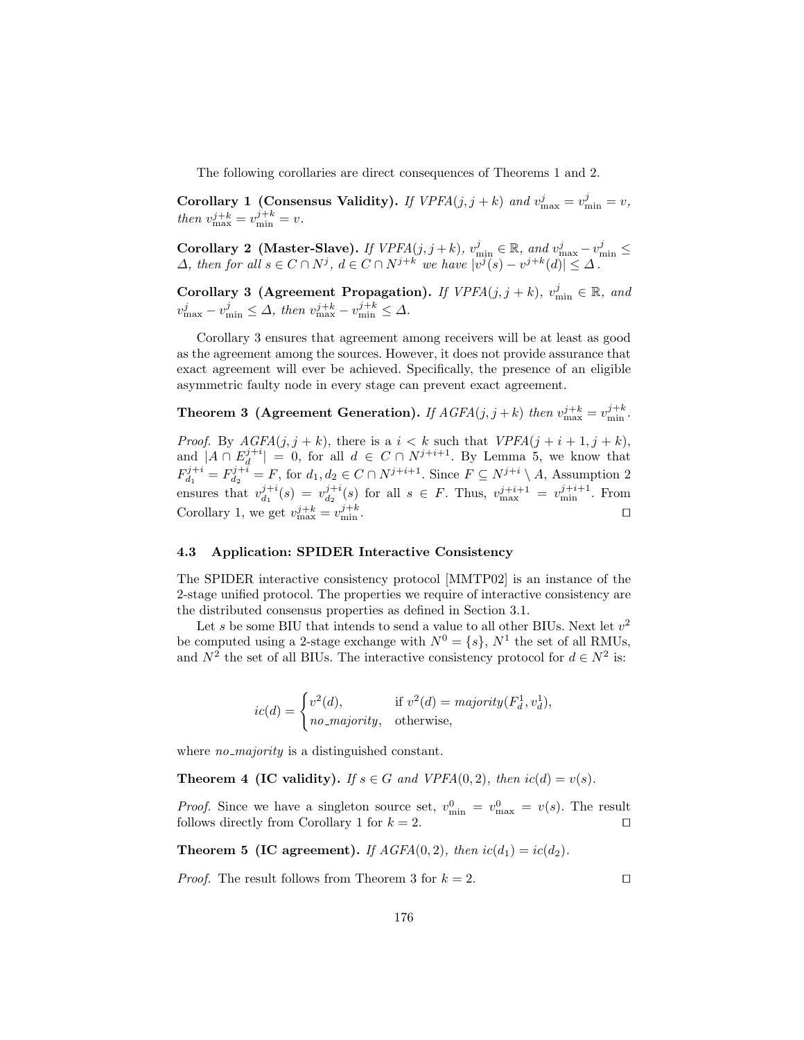The following corollaries are direct consequences of Theorems 1 and 2.

**Corollary 1 (Consensus Validity).** *If VPFA*$(j, j+k)$ *and* $v^j_{\max} = v^j_{\min} = v$, *then* $v^{j+k}_{\max} = v^{j+k}_{\min} = v$.

**Corollary 2 (Master-Slave).** *If VPFA*$(j, j+k)$, $v^j_{\min} \in \mathbb{R}$, *and* $v^j_{\max} - v^j_{\min} \leq \Delta$, *then for all* $s \in C \cap N^j$, $d \in C \cap N^{j+k}$ *we have* $|v^j(s) - v^{j+k}(d)| \leq \Delta$.

**Corollary 3 (Agreement Propagation).** *If VPFA*$(j, j+k)$, $v^j_{\min} \in \mathbb{R}$, *and* $v^j_{\max} - v^j_{\min} \leq \Delta$, *then* $v^{j+k}_{\max} - v^{j+k}_{\min} \leq \Delta$.

Corollary 3 ensures that agreement among receivers will be at least as good as the agreement among the sources. However, it does not provide assurance that exact agreement will ever be achieved. Specifically, the presence of an eligible asymmetric faulty node in every stage can prevent exact agreement.

**Theorem 3 (Agreement Generation).** *If AGFA*$(j, j+k)$ *then* $v^{j+k}_{\max} = v^{j+k}_{\min}$.

*Proof.* By $AGFA(j, j+k)$, there is a $i < k$ such that $VPFA(j+i+1, j+k)$, and $|A \cap E^{j+i}_d| = 0$, for all $d \in C \cap N^{j+i+1}$. By Lemma 5, we know that $F^{j+i}_{d_1} = F^{j+i}_{d_2} = F$, for $d_1, d_2 \in C \cap N^{j+i+1}$. Since $F \subseteq N^{j+i} \setminus A$, Assumption 2 ensures that $v^{j+i}_{d_1}(s) = v^{j+i}_{d_2}(s)$ for all $s \in F$. Thus, $v^{j+i+1}_{\max} = v^{j+i+1}_{\min}$. From Corollary 1, we get $v^{j+k}_{\max} = v^{j+k}_{\min}$. ◻

### 4.3 Application: SPIDER Interactive Consistency

The SPIDER interactive consistency protocol [MMTP02] is an instance of the 2-stage unified protocol. The properties we require of interactive consistency are the distributed consensus properties as defined in Section 3.1.

Let $s$ be some BIU that intends to send a value to all other BIUs. Next let $v^2$ be computed using a 2-stage exchange with $N^0 = \{s\}$, $N^1$ the set of all RMUs, and $N^2$ the set of all BIUs. The interactive consistency protocol for $d \in N^2$ is:

$$ic(d) = \begin{cases} v^2(d), & \text{if } v^2(d) = \mathit{majority}(F^1_d, v^1_d), \\ \mathit{no\_majority}, & \text{otherwise,} \end{cases}$$

where *no_majority* is a distinguished constant.

**Theorem 4 (IC validity).** *If* $s \in G$ *and VPFA*$(0, 2)$, *then* $ic(d) = v(s)$.

*Proof.* Since we have a singleton source set, $v^0_{\min} = v^0_{\max} = v(s)$. The result follows directly from Corollary 1 for $k = 2$. ◻

**Theorem 5 (IC agreement).** *If AGFA*$(0, 2)$, *then* $ic(d_1) = ic(d_2)$.

*Proof.* The result follows from Theorem 3 for $k = 2$. ◻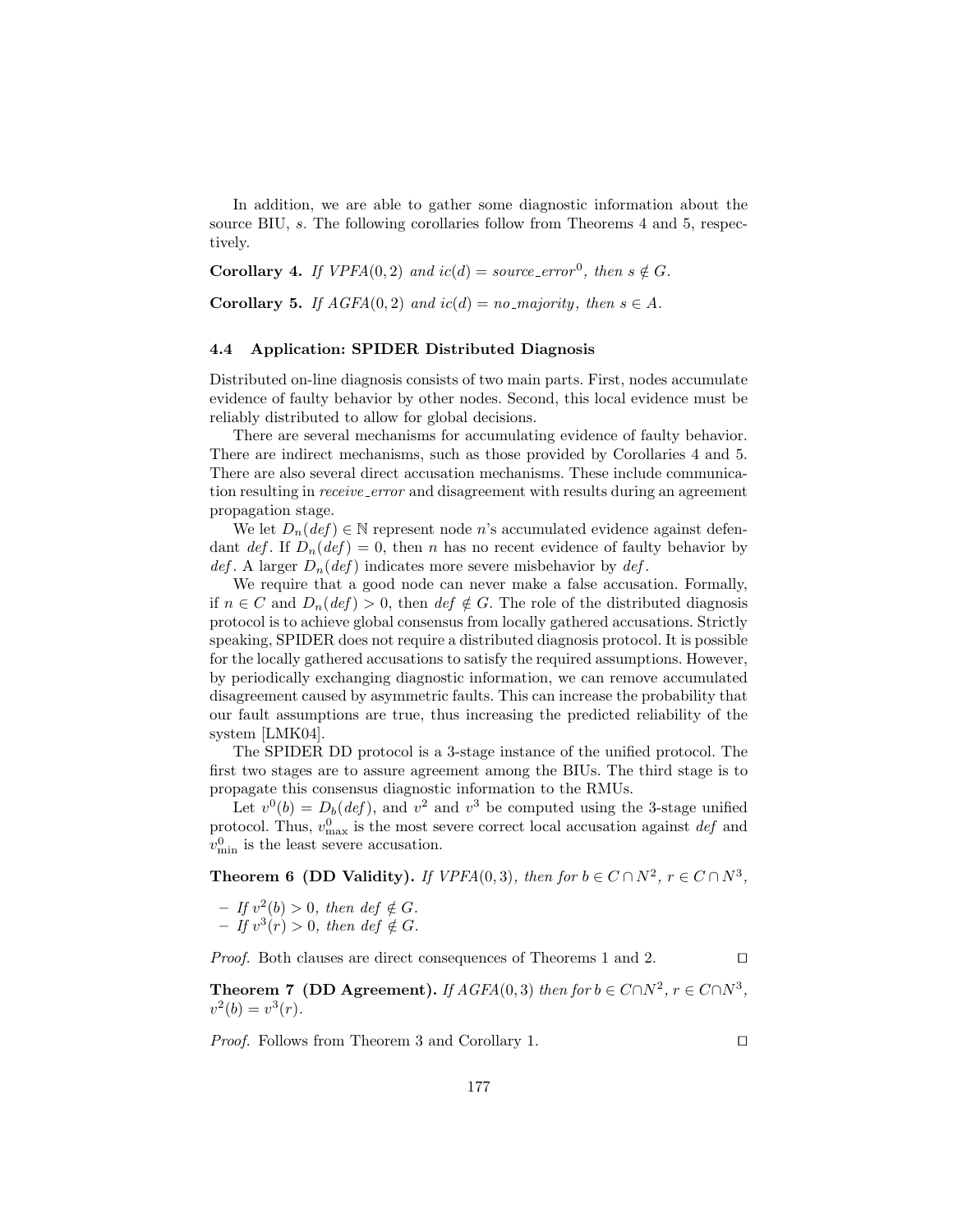In addition, we are able to gather some diagnostic information about the source BIU, $s$. The following corollaries follow from Theorems 4 and 5, respectively.

**Corollary 4.** *If $VPFA(0,2)$ and $ic(d) = source\_error^0$, then $s \notin G$.*

**Corollary 5.** *If $AGFA(0,2)$ and $ic(d) = no\_majority$, then $s \in A$.*

### 4.4 Application: SPIDER Distributed Diagnosis

Distributed on-line diagnosis consists of two main parts. First, nodes accumulate evidence of faulty behavior by other nodes. Second, this local evidence must be reliably distributed to allow for global decisions.

There are several mechanisms for accumulating evidence of faulty behavior. There are indirect mechanisms, such as those provided by Corollaries 4 and 5. There are also several direct accusation mechanisms. These include communication resulting in *receive_error* and disagreement with results during an agreement propagation stage.

We let $D_n(def) \in \mathbb{N}$ represent node $n$'s accumulated evidence against defendant $def$. If $D_n(def) = 0$, then $n$ has no recent evidence of faulty behavior by $def$. A larger $D_n(def)$ indicates more severe misbehavior by $def$.

We require that a good node can never make a false accusation. Formally, if $n \in C$ and $D_n(def) > 0$, then $def \notin G$. The role of the distributed diagnosis protocol is to achieve global consensus from locally gathered accusations. Strictly speaking, SPIDER does not require a distributed diagnosis protocol. It is possible for the locally gathered accusations to satisfy the required assumptions. However, by periodically exchanging diagnostic information, we can remove accumulated disagreement caused by asymmetric faults. This can increase the probability that our fault assumptions are true, thus increasing the predicted reliability of the system [LMK04].

The SPIDER DD protocol is a 3-stage instance of the unified protocol. The first two stages are to assure agreement among the BIUs. The third stage is to propagate this consensus diagnostic information to the RMUs.

Let $v^0(b) = D_b(def)$, and $v^2$ and $v^3$ be computed using the 3-stage unified protocol. Thus, $v^0_{\max}$ is the most severe correct local accusation against $def$ and $v^0_{\min}$ is the least severe accusation.

**Theorem 6 (DD Validity).** *If $VPFA(0,3)$, then for $b \in C \cap N^2$, $r \in C \cap N^3$,*

- *If $v^2(b) > 0$, then $def \notin G$.*
- *If $v^3(r) > 0$, then $def \notin G$.*

*Proof.* Both clauses are direct consequences of Theorems 1 and 2. □

**Theorem 7 (DD Agreement).** *If $AGFA(0,3)$ then for $b \in C \cap N^2$, $r \in C \cap N^3$, $v^2(b) = v^3(r)$.*

*Proof.* Follows from Theorem 3 and Corollary 1. □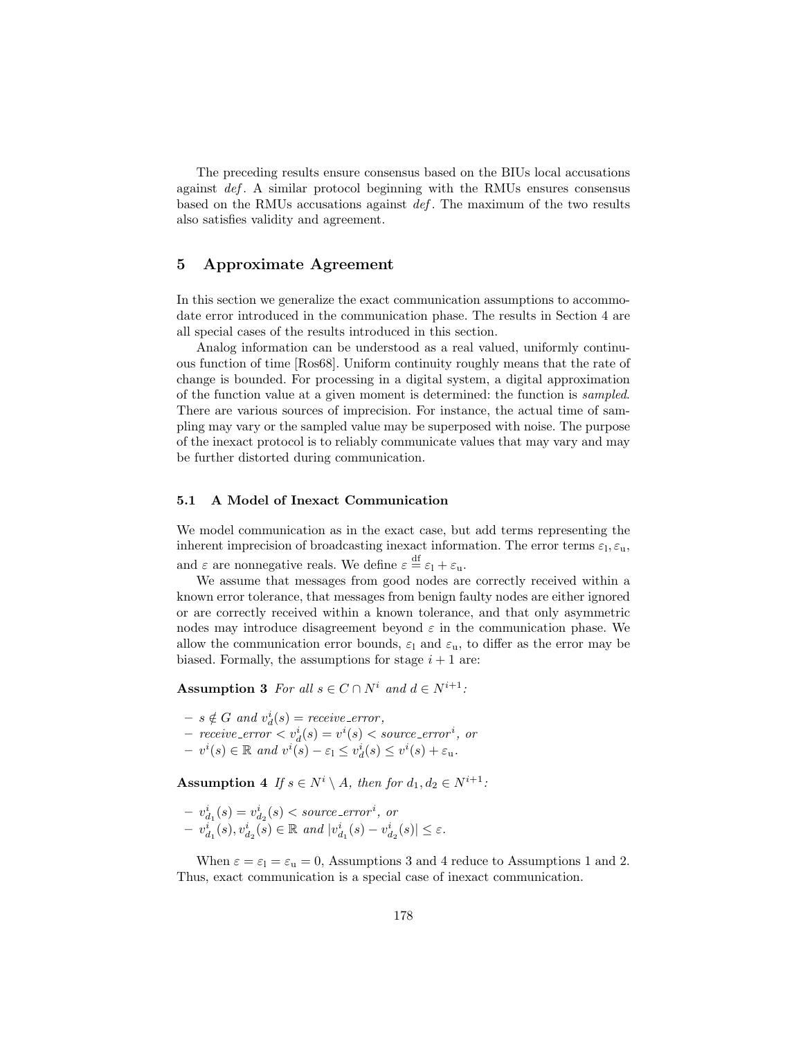The preceding results ensure consensus based on the BIUs local accusations against *def*. A similar protocol beginning with the RMUs ensures consensus based on the RMUs accusations against *def*. The maximum of the two results also satisfies validity and agreement.

## 5 Approximate Agreement

In this section we generalize the exact communication assumptions to accommodate error introduced in the communication phase. The results in Section 4 are all special cases of the results introduced in this section.

Analog information can be understood as a real valued, uniformly continuous function of time [Ros68]. Uniform continuity roughly means that the rate of change is bounded. For processing in a digital system, a digital approximation of the function value at a given moment is determined: the function is *sampled*. There are various sources of imprecision. For instance, the actual time of sampling may vary or the sampled value may be superposed with noise. The purpose of the inexact protocol is to reliably communicate values that may vary and may be further distorted during communication.

### 5.1 A Model of Inexact Communication

We model communication as in the exact case, but add terms representing the inherent imprecision of broadcasting inexact information. The error terms $\varepsilon_{\mathrm{l}}, \varepsilon_{\mathrm{u}}$, and $\varepsilon$ are nonnegative reals. We define $\varepsilon \overset{\mathrm{df}}{=} \varepsilon_{\mathrm{l}} + \varepsilon_{\mathrm{u}}$.

We assume that messages from good nodes are correctly received within a known error tolerance, that messages from benign faulty nodes are either ignored or are correctly received within a known tolerance, and that only asymmetric nodes may introduce disagreement beyond $\varepsilon$ in the communication phase. We allow the communication error bounds, $\varepsilon_{\mathrm{l}}$ and $\varepsilon_{\mathrm{u}}$, to differ as the error may be biased. Formally, the assumptions for stage $i+1$ are:

**Assumption 3** *For all $s \in C \cap N^i$ and $d \in N^{i+1}$:*

- $s \notin G$ and $v_d^i(s) = receive\_error$,
- $receive\_error < v_d^i(s) = v^i(s) < source\_error^i$, or
- $v^i(s) \in \mathbb{R}$ and $v^i(s) - \varepsilon_{\mathrm{l}} \leq v_d^i(s) \leq v^i(s) + \varepsilon_{\mathrm{u}}$.

**Assumption 4** *If $s \in N^i \setminus A$, then for $d_1, d_2 \in N^{i+1}$:*

- $v_{d_1}^i(s) = v_{d_2}^i(s) < source\_error^i$, or
- $v_{d_1}^i(s), v_{d_2}^i(s) \in \mathbb{R}$ and $|v_{d_1}^i(s) - v_{d_2}^i(s)| \leq \varepsilon$.

When $\varepsilon = \varepsilon_{\mathrm{l}} = \varepsilon_{\mathrm{u}} = 0$, Assumptions 3 and 4 reduce to Assumptions 1 and 2. Thus, exact communication is a special case of inexact communication.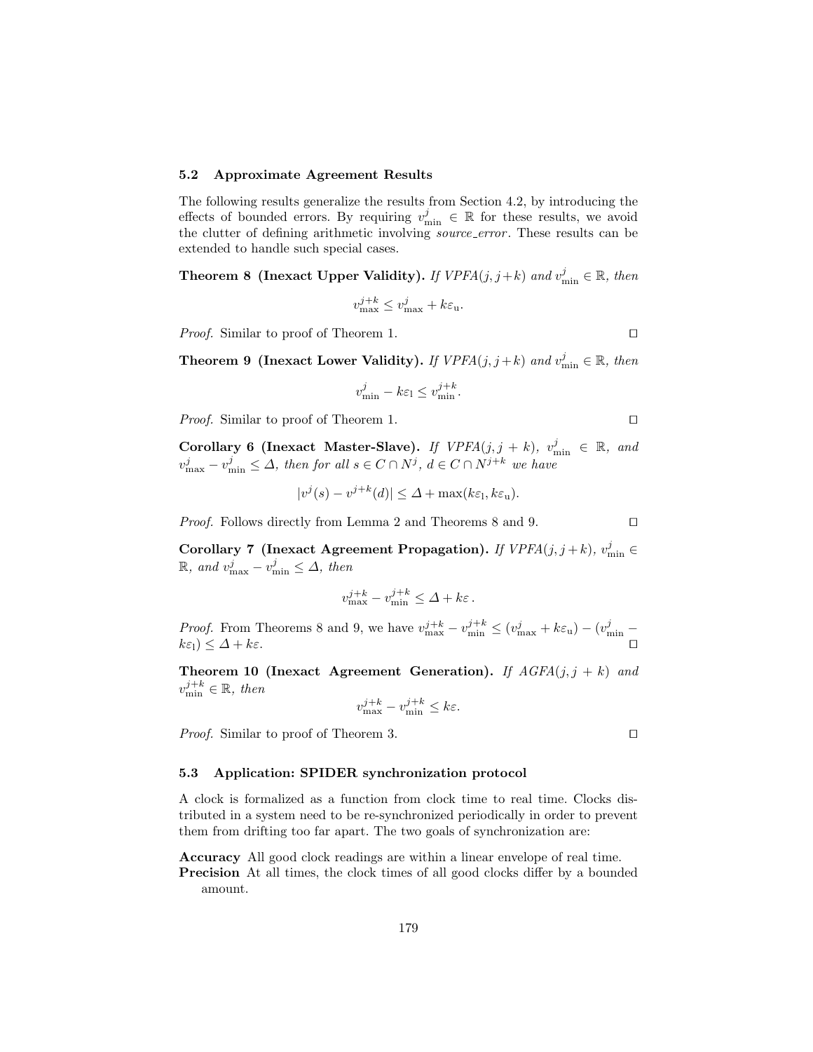### 5.2 Approximate Agreement Results

The following results generalize the results from Section 4.2, by introducing the effects of bounded errors. By requiring $v^j_{\min} \in \mathbb{R}$ for these results, we avoid the clutter of defining arithmetic involving *source_error*. These results can be extended to handle such special cases.

**Theorem 8 (Inexact Upper Validity).** *If VPFA*$(j, j+k)$ *and* $v^j_{\min} \in \mathbb{R}$*, then*

$$v^{j+k}_{\max} \leq v^j_{\max} + k\varepsilon_{\mathrm{u}}.$$

*Proof.* Similar to proof of Theorem 1. □

**Theorem 9 (Inexact Lower Validity).** *If VPFA*$(j, j+k)$ *and* $v^j_{\min} \in \mathbb{R}$*, then*

$$v^j_{\min} - k\varepsilon_{\mathrm{l}} \leq v^{j+k}_{\min}.$$

*Proof.* Similar to proof of Theorem 1. □

**Corollary 6 (Inexact Master-Slave).** *If VPFA*$(j, j+k)$*,* $v^j_{\min} \in \mathbb{R}$*, and* $v^j_{\max} - v^j_{\min} \leq \Delta$*, then for all* $s \in C \cap N^j$*,* $d \in C \cap N^{j+k}$ *we have*

$$|v^j(s) - v^{j+k}(d)| \leq \Delta + \max(k\varepsilon_{\mathrm{l}}, k\varepsilon_{\mathrm{u}}).$$

*Proof.* Follows directly from Lemma 2 and Theorems 8 and 9. □

**Corollary 7 (Inexact Agreement Propagation).** *If VPFA*$(j, j+k)$*,* $v^j_{\min} \in \mathbb{R}$*, and* $v^j_{\max} - v^j_{\min} \leq \Delta$*, then*

$$v^{j+k}_{\max} - v^{j+k}_{\min} \leq \Delta + k\varepsilon\,.$$

*Proof.* From Theorems 8 and 9, we have $v^{j+k}_{\max} - v^{j+k}_{\min} \leq (v^j_{\max} + k\varepsilon_{\mathrm{u}}) - (v^j_{\min} - k\varepsilon_{\mathrm{l}}) \leq \Delta + k\varepsilon$. □

**Theorem 10 (Inexact Agreement Generation).** *If AGFA*$(j, j+k)$ *and* $v^{j+k}_{\min} \in \mathbb{R}$*, then*

$$v^{j+k}_{\max} - v^{j+k}_{\min} \leq k\varepsilon.$$

*Proof.* Similar to proof of Theorem 3. □

### 5.3 Application: SPIDER synchronization protocol

A clock is formalized as a function from clock time to real time. Clocks distributed in a system need to be re-synchronized periodically in order to prevent them from drifting too far apart. The two goals of synchronization are:

**Accuracy** All good clock readings are within a linear envelope of real time.

**Precision** At all times, the clock times of all good clocks differ by a bounded amount.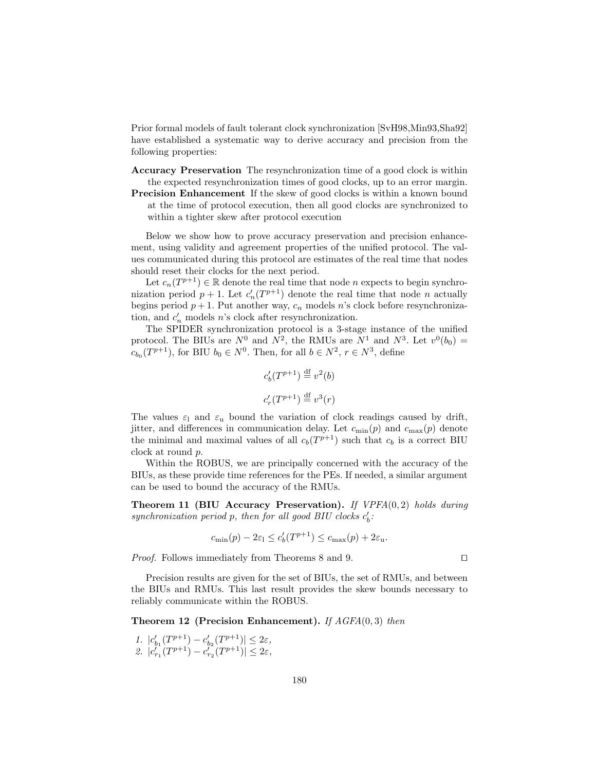Prior formal models of fault tolerant clock synchronization [SvH98,Min93,Sha92] have established a systematic way to derive accuracy and precision from the following properties:

**Accuracy Preservation** The resynchronization time of a good clock is within the expected resynchronization times of good clocks, up to an error margin.

**Precision Enhancement** If the skew of good clocks is within a known bound at the time of protocol execution, then all good clocks are synchronized to within a tighter skew after protocol execution

Below we show how to prove accuracy preservation and precision enhancement, using validity and agreement properties of the unified protocol. The values communicated during this protocol are estimates of the real time that nodes should reset their clocks for the next period.

Let $c_n(T^{p+1}) \in \mathbb{R}$ denote the real time that node $n$ expects to begin synchronization period $p+1$. Let $c'_n(T^{p+1})$ denote the real time that node $n$ actually begins period $p+1$. Put another way, $c_n$ models $n$'s clock before resynchronization, and $c'_n$ models $n$'s clock after resynchronization.

The SPIDER synchronization protocol is a 3-stage instance of the unified protocol. The BIUs are $N^0$ and $N^2$, the RMUs are $N^1$ and $N^3$. Let $v^0(b_0) = c_{b_0}(T^{p+1})$, for BIU $b_0 \in N^0$. Then, for all $b \in N^2$, $r \in N^3$, define

$$c'_b(T^{p+1}) \stackrel{\text{df}}{=} v^2(b)$$

$$c'_r(T^{p+1}) \stackrel{\text{df}}{=} v^3(r)$$

The values $\varepsilon_{\text{l}}$ and $\varepsilon_{\text{u}}$ bound the variation of clock readings caused by drift, jitter, and differences in communication delay. Let $c_{\min}(p)$ and $c_{\max}(p)$ denote the minimal and maximal values of all $c_b(T^{p+1})$ such that $c_b$ is a correct BIU clock at round $p$.

Within the ROBUS, we are principally concerned with the accuracy of the BIUs, as these provide time references for the PEs. If needed, a similar argument can be used to bound the accuracy of the RMUs.

**Theorem 11 (BIU Accuracy Preservation).** *If VPFA$(0,2)$ holds during synchronization period $p$, then for all good BIU clocks $c'_b$:*

$$c_{\min}(p) - 2\varepsilon_{\text{l}} \leq c'_b(T^{p+1}) \leq c_{\max}(p) + 2\varepsilon_{\text{u}}.$$

*Proof.* Follows immediately from Theorems 8 and 9. □

Precision results are given for the set of BIUs, the set of RMUs, and between the BIUs and RMUs. This last result provides the skew bounds necessary to reliably communicate within the ROBUS.

**Theorem 12 (Precision Enhancement).** *If AGFA$(0,3)$ then*

1. $|c'_{b_1}(T^{p+1}) - c'_{b_2}(T^{p+1})| \leq 2\varepsilon,$
2. $|c'_{r_1}(T^{p+1}) - c'_{r_2}(T^{p+1})| \leq 2\varepsilon,$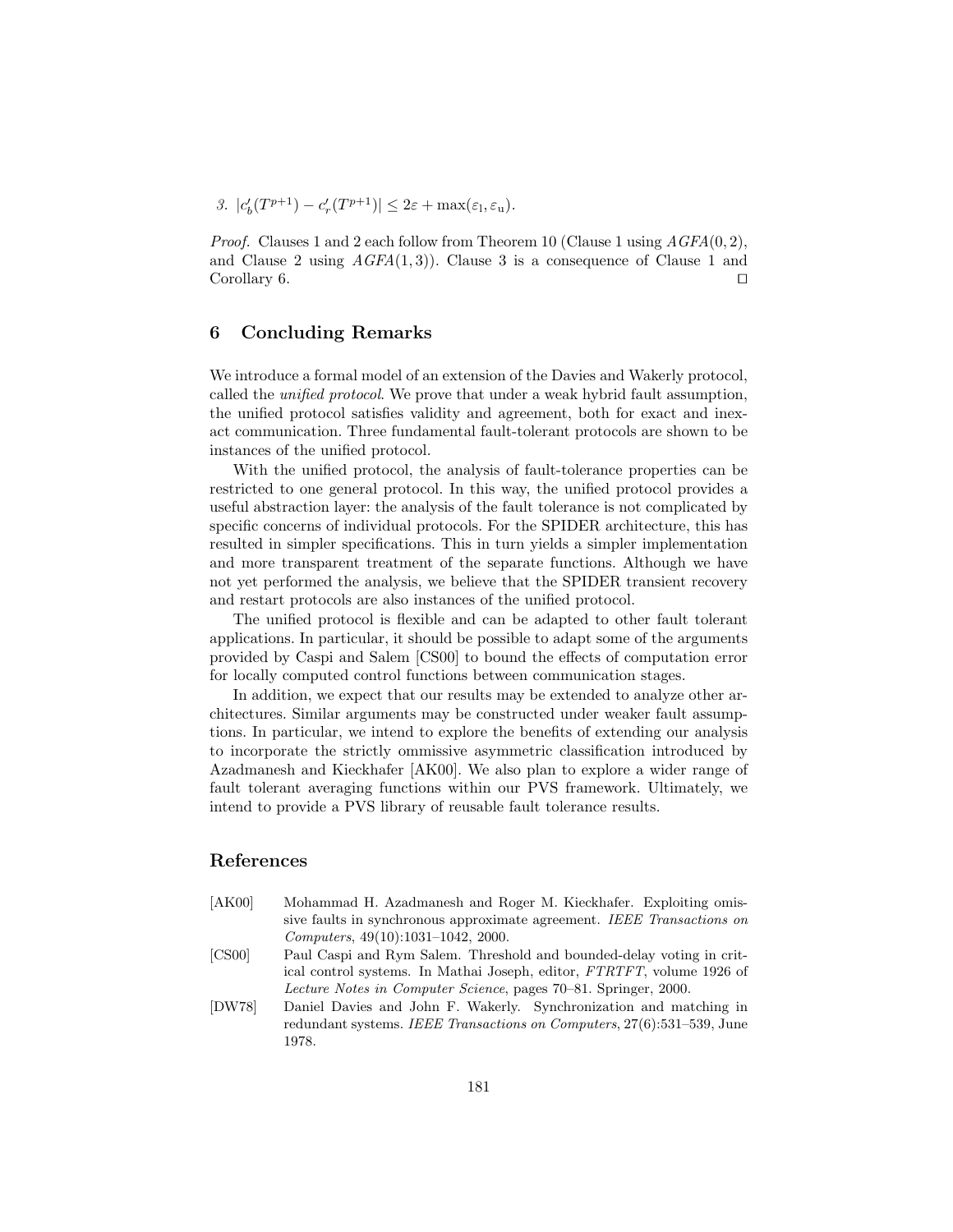3. $|c'_b(T^{p+1}) - c'_r(T^{p+1})| \leq 2\varepsilon + \max(\varepsilon_l, \varepsilon_u)$.

*Proof.* Clauses 1 and 2 each follow from Theorem 10 (Clause 1 using $AGFA(0,2)$, and Clause 2 using $AGFA(1,3)$). Clause 3 is a consequence of Clause 1 and Corollary 6. ☐

## 6 Concluding Remarks

We introduce a formal model of an extension of the Davies and Wakerly protocol, called the *unified protocol*. We prove that under a weak hybrid fault assumption, the unified protocol satisfies validity and agreement, both for exact and inexact communication. Three fundamental fault-tolerant protocols are shown to be instances of the unified protocol.

With the unified protocol, the analysis of fault-tolerance properties can be restricted to one general protocol. In this way, the unified protocol provides a useful abstraction layer: the analysis of the fault tolerance is not complicated by specific concerns of individual protocols. For the SPIDER architecture, this has resulted in simpler specifications. This in turn yields a simpler implementation and more transparent treatment of the separate functions. Although we have not yet performed the analysis, we believe that the SPIDER transient recovery and restart protocols are also instances of the unified protocol.

The unified protocol is flexible and can be adapted to other fault tolerant applications. In particular, it should be possible to adapt some of the arguments provided by Caspi and Salem [CS00] to bound the effects of computation error for locally computed control functions between communication stages.

In addition, we expect that our results may be extended to analyze other architectures. Similar arguments may be constructed under weaker fault assumptions. In particular, we intend to explore the benefits of extending our analysis to incorporate the strictly ommissive asymmetric classification introduced by Azadmanesh and Kieckhafer [AK00]. We also plan to explore a wider range of fault tolerant averaging functions within our PVS framework. Ultimately, we intend to provide a PVS library of reusable fault tolerance results.

## References

[AK00] Mohammad H. Azadmanesh and Roger M. Kieckhafer. Exploiting omissive faults in synchronous approximate agreement. *IEEE Transactions on Computers*, 49(10):1031–1042, 2000.

[CS00] Paul Caspi and Rym Salem. Threshold and bounded-delay voting in critical control systems. In Mathai Joseph, editor, *FTRTFT*, volume 1926 of *Lecture Notes in Computer Science*, pages 70–81. Springer, 2000.

[DW78] Daniel Davies and John F. Wakerly. Synchronization and matching in redundant systems. *IEEE Transactions on Computers*, 27(6):531–539, June 1978.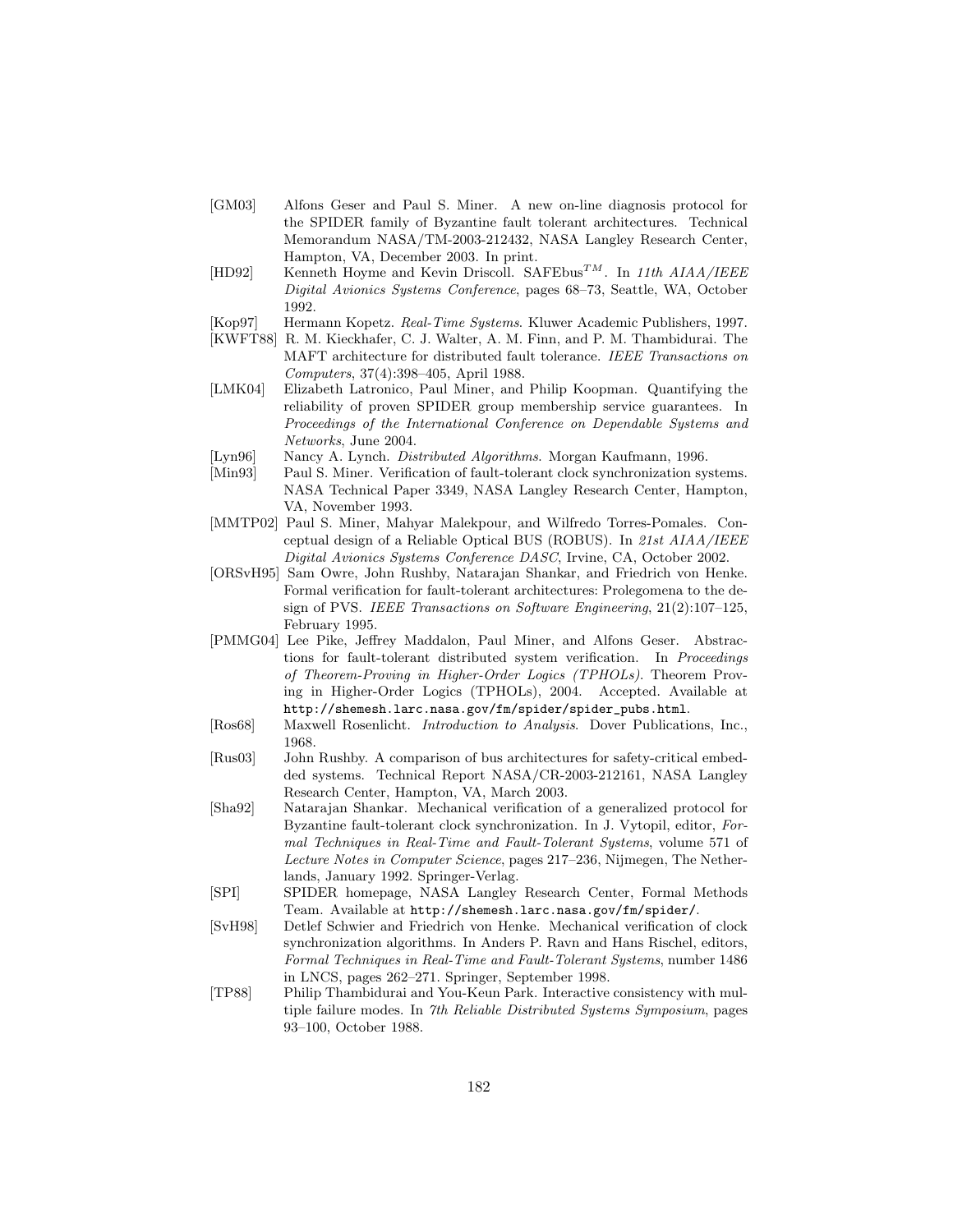[GM03] Alfons Geser and Paul S. Miner. A new on-line diagnosis protocol for the SPIDER family of Byzantine fault tolerant architectures. Technical Memorandum NASA/TM-2003-212432, NASA Langley Research Center, Hampton, VA, December 2003. In print.

[HD92] Kenneth Hoyme and Kevin Driscoll. SAFEbus$^{TM}$. In *11th AIAA/IEEE Digital Avionics Systems Conference*, pages 68–73, Seattle, WA, October 1992.

[Kop97] Hermann Kopetz. *Real-Time Systems*. Kluwer Academic Publishers, 1997.

[KWFT88] R. M. Kieckhafer, C. J. Walter, A. M. Finn, and P. M. Thambidurai. The MAFT architecture for distributed fault tolerance. *IEEE Transactions on Computers*, 37(4):398–405, April 1988.

[LMK04] Elizabeth Latronico, Paul Miner, and Philip Koopman. Quantifying the reliability of proven SPIDER group membership service guarantees. In *Proceedings of the International Conference on Dependable Systems and Networks*, June 2004.

[Lyn96] Nancy A. Lynch. *Distributed Algorithms*. Morgan Kaufmann, 1996.

[Min93] Paul S. Miner. Verification of fault-tolerant clock synchronization systems. NASA Technical Paper 3349, NASA Langley Research Center, Hampton, VA, November 1993.

[MMTP02] Paul S. Miner, Mahyar Malekpour, and Wilfredo Torres-Pomales. Conceptual design of a Reliable Optical BUS (ROBUS). In *21st AIAA/IEEE Digital Avionics Systems Conference DASC*, Irvine, CA, October 2002.

[ORSvH95] Sam Owre, John Rushby, Natarajan Shankar, and Friedrich von Henke. Formal verification for fault-tolerant architectures: Prolegomena to the design of PVS. *IEEE Transactions on Software Engineering*, 21(2):107–125, February 1995.

[PMMG04] Lee Pike, Jeffrey Maddalon, Paul Miner, and Alfons Geser. Abstractions for fault-tolerant distributed system verification. In *Proceedings of Theorem-Proving in Higher-Order Logics (TPHOLs)*. Theorem Proving in Higher-Order Logics (TPHOLs), 2004. Accepted. Available at `http://shemesh.larc.nasa.gov/fm/spider/spider_pubs.html`.

[Ros68] Maxwell Rosenlicht. *Introduction to Analysis*. Dover Publications, Inc., 1968.

[Rus03] John Rushby. A comparison of bus architectures for safety-critical embedded systems. Technical Report NASA/CR-2003-212161, NASA Langley Research Center, Hampton, VA, March 2003.

[Sha92] Natarajan Shankar. Mechanical verification of a generalized protocol for Byzantine fault-tolerant clock synchronization. In J. Vytopil, editor, *Formal Techniques in Real-Time and Fault-Tolerant Systems*, volume 571 of *Lecture Notes in Computer Science*, pages 217–236, Nijmegen, The Netherlands, January 1992. Springer-Verlag.

[SPI] SPIDER homepage, NASA Langley Research Center, Formal Methods Team. Available at `http://shemesh.larc.nasa.gov/fm/spider/`.

[SvH98] Detlef Schwier and Friedrich von Henke. Mechanical verification of clock synchronization algorithms. In Anders P. Ravn and Hans Rischel, editors, *Formal Techniques in Real-Time and Fault-Tolerant Systems*, number 1486 in LNCS, pages 262–271. Springer, September 1998.

[TP88] Philip Thambidurai and You-Keun Park. Interactive consistency with multiple failure modes. In *7th Reliable Distributed Systems Symposium*, pages 93–100, October 1988.